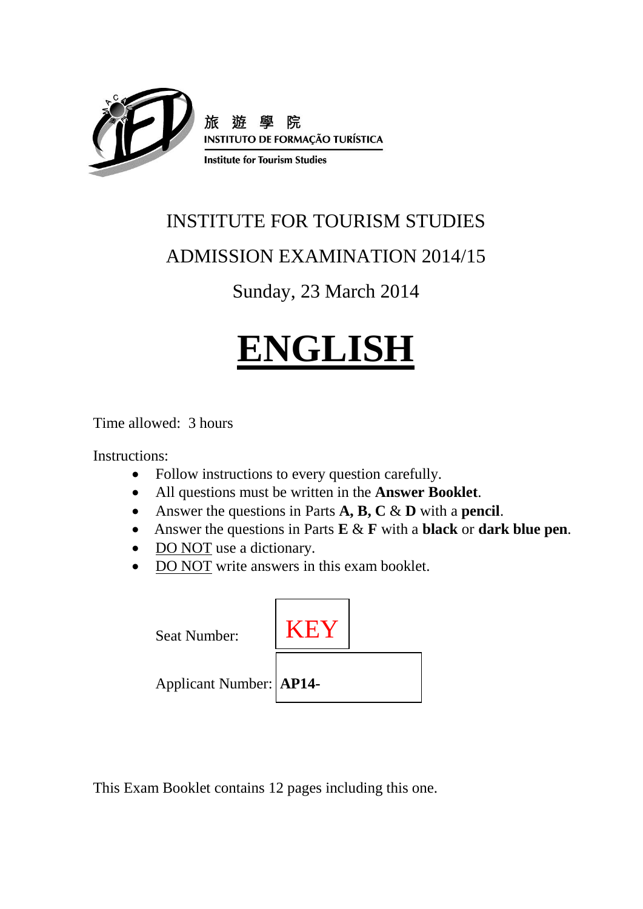旅 遊 學 院

INSTITUTO DE FORMAÇÃO TURÍSTICA

Institute for Tourism Studies

# INSTITUTE FOR TOURISM STUDIES

## ADMISSION EXAMINATION 2014/15

Sunday, 23 March 2014

# ENGLISH

Time allowed: 3 hours

Instructions:

- Follow instructions to every question carefully.
- All questions must be written in the **Answer Booklet**.
- Answer the questions in Parts **A, B, C** & **D** with a **pencil**.
- Answer the questions in Parts **E** & **F** with a **black** or **dark blue pen**.
- DO NOT use a dictionary.
- DO NOT write answers in this exam booklet.

Seat Number: KEY

Applicant Number: **AP14-**

This Exam Booklet contains 12 pages including this one.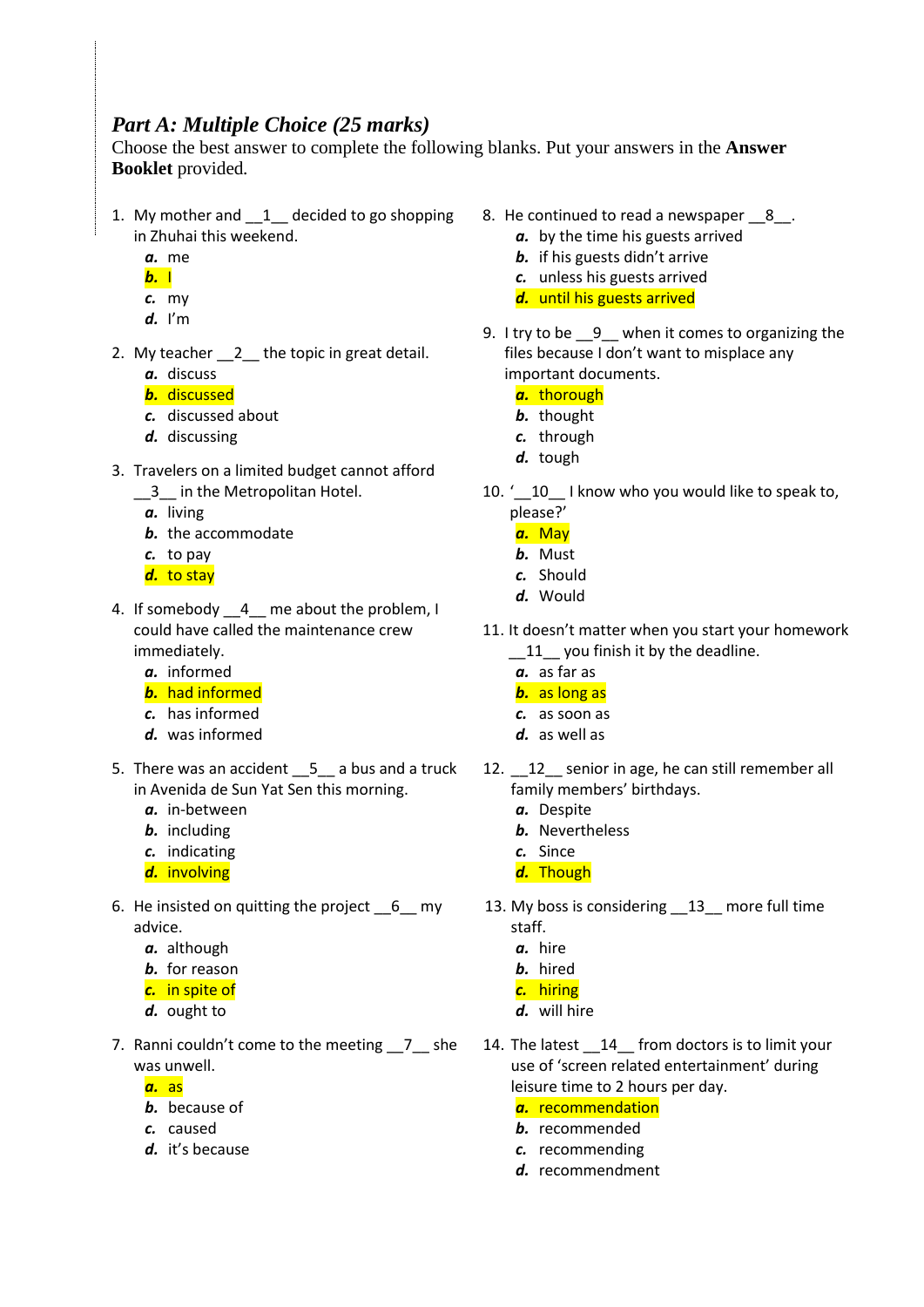## *Part A: Multiple Choice (25 marks)*

Choose the best answer to complete the following blanks. Put your answers in the **Answer Booklet** provided.

1. My mother and __1__ decided to go shopping in Zhuhai this weekend.
   - ***a.*** me
   - ***b.*** I
   - ***c.*** my
   - ***d.*** I'm

2. My teacher __2__ the topic in great detail.
   - ***a.*** discuss
   - ***b.*** discussed
   - ***c.*** discussed about
   - ***d.*** discussing

3. Travelers on a limited budget cannot afford __3__ in the Metropolitan Hotel.
   - ***a.*** living
   - ***b.*** the accommodate
   - ***c.*** to pay
   - ***d.*** to stay

4. If somebody __4__ me about the problem, I could have called the maintenance crew immediately.
   - ***a.*** informed
   - ***b.*** had informed
   - ***c.*** has informed
   - ***d.*** was informed

5. There was an accident __5__ a bus and a truck in Avenida de Sun Yat Sen this morning.
   - ***a.*** in-between
   - ***b.*** including
   - ***c.*** indicating
   - ***d.*** involving

6. He insisted on quitting the project __6__ my advice.
   - ***a.*** although
   - ***b.*** for reason
   - ***c.*** in spite of
   - ***d.*** ought to

7. Ranni couldn't come to the meeting __7__ she was unwell.
   - ***a.*** as
   - ***b.*** because of
   - ***c.*** caused
   - ***d.*** it's because

8. He continued to read a newspaper __8__.
   - ***a.*** by the time his guests arrived
   - ***b.*** if his guests didn't arrive
   - ***c.*** unless his guests arrived
   - ***d.*** until his guests arrived

9. I try to be __9__ when it comes to organizing the files because I don't want to misplace any important documents.
   - ***a.*** thorough
   - ***b.*** thought
   - ***c.*** through
   - ***d.*** tough

10. '__10__ I know who you would like to speak to, please?'
    - ***a.*** May
    - ***b.*** Must
    - ***c.*** Should
    - ***d.*** Would

11. It doesn't matter when you start your homework __11__ you finish it by the deadline.
    - ***a.*** as far as
    - ***b.*** as long as
    - ***c.*** as soon as
    - ***d.*** as well as

12. __12__ senior in age, he can still remember all family members' birthdays.
    - ***a.*** Despite
    - ***b.*** Nevertheless
    - ***c.*** Since
    - ***d.*** Though

13. My boss is considering __13__ more full time staff.
    - ***a.*** hire
    - ***b.*** hired
    - ***c.*** hiring
    - ***d.*** will hire

14. The latest __14__ from doctors is to limit your use of 'screen related entertainment' during leisure time to 2 hours per day.
    - ***a.*** recommendation
    - ***b.*** recommended
    - ***c.*** recommending
    - ***d.*** recommendment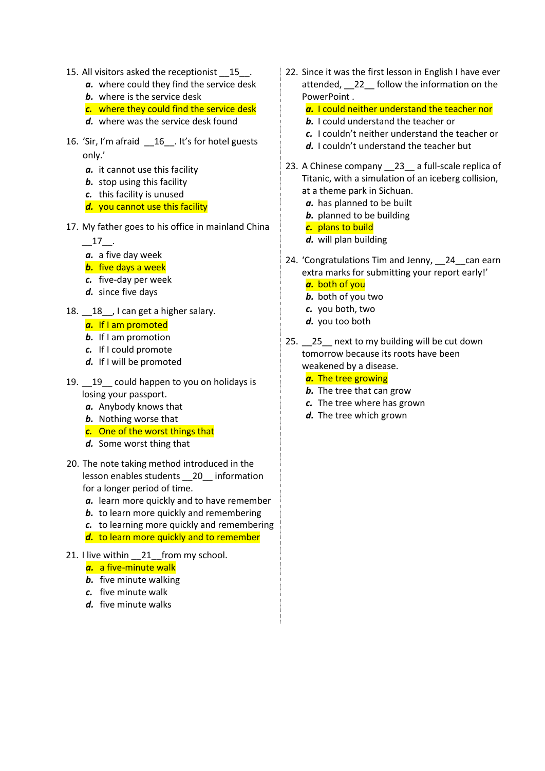15. All visitors asked the receptionist __15__.
    - ***a.*** where could they find the service desk
    - ***b.*** where is the service desk
    - ***c.*** where they could find the service desk
    - ***d.*** where was the service desk found

16. 'Sir, I'm afraid __16__. It's for hotel guests only.'
    - ***a.*** it cannot use this facility
    - ***b.*** stop using this facility
    - ***c.*** this facility is unused
    - ***d.*** you cannot use this facility

17. My father goes to his office in mainland China __17__.
    - ***a.*** a five day week
    - ***b.*** five days a week
    - ***c.*** five-day per week
    - ***d.*** since five days

18. __18__, I can get a higher salary.
    - ***a.*** If I am promoted
    - ***b.*** If I am promotion
    - ***c.*** If I could promote
    - ***d.*** If I will be promoted

19. __19__ could happen to you on holidays is losing your passport.
    - ***a.*** Anybody knows that
    - ***b.*** Nothing worse that
    - ***c.*** One of the worst things that
    - ***d.*** Some worst thing that

20. The note taking method introduced in the lesson enables students __20__ information for a longer period of time.
    - ***a.*** learn more quickly and to have remember
    - ***b.*** to learn more quickly and remembering
    - ***c.*** to learning more quickly and remembering
    - ***d.*** to learn more quickly and to remember

21. I live within __21__from my school.
    - ***a.*** a five-minute walk
    - ***b.*** five minute walking
    - ***c.*** five minute walk
    - ***d.*** five minute walks

22. Since it was the first lesson in English I have ever attended, __22__ follow the information on the PowerPoint .
    - ***a.*** I could neither understand the teacher nor
    - ***b.*** I could understand the teacher or
    - ***c.*** I couldn't neither understand the teacher or
    - ***d.*** I couldn't understand the teacher but

23. A Chinese company __23__ a full-scale replica of Titanic, with a simulation of an iceberg collision, at a theme park in Sichuan.
    - ***a.*** has planned to be built
    - ***b.*** planned to be building
    - ***c.*** plans to build
    - ***d.*** will plan building

24. 'Congratulations Tim and Jenny, __24__can earn extra marks for submitting your report early!'
    - ***a.*** both of you
    - ***b.*** both of you two
    - ***c.*** you both, two
    - ***d.*** you too both

25. __25__ next to my building will be cut down tomorrow because its roots have been weakened by a disease.
    - ***a.*** The tree growing
    - ***b.*** The tree that can grow
    - ***c.*** The tree where has grown
    - ***d.*** The tree which grown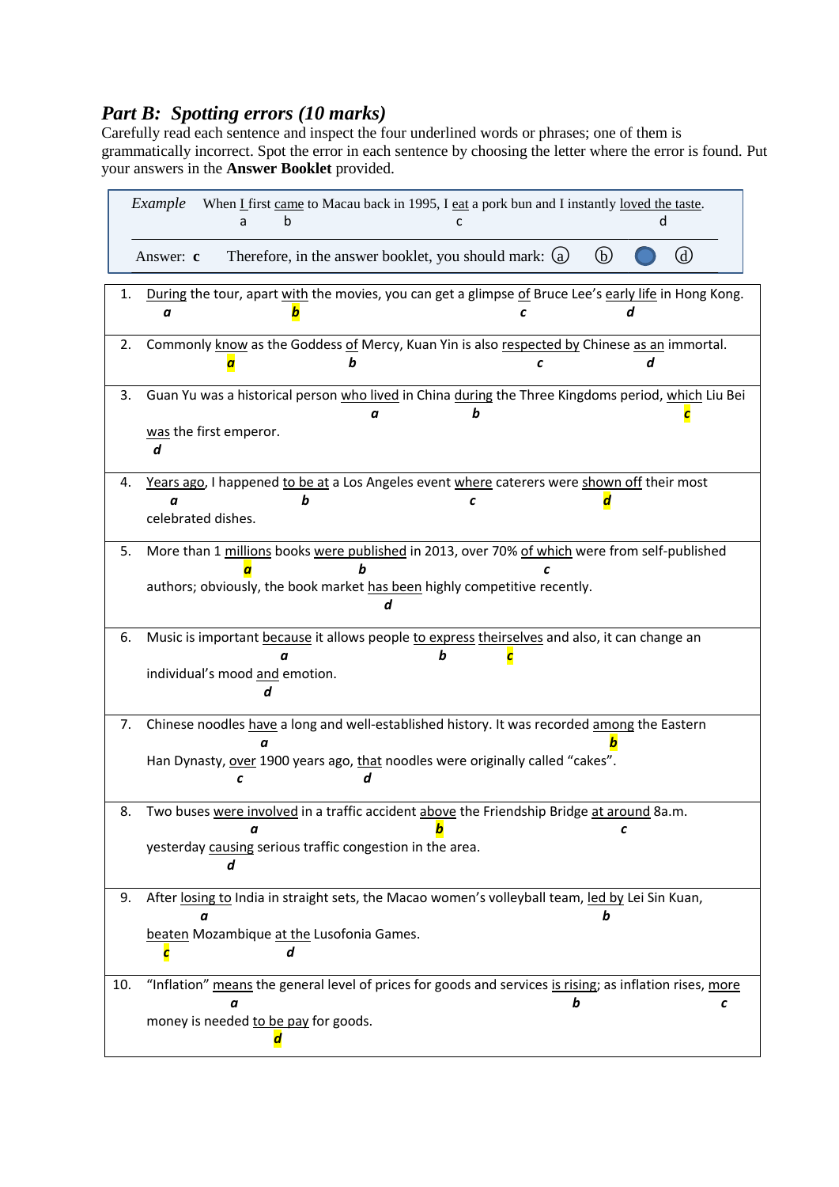## *Part B: Spotting errors (10 marks)*

Carefully read each sentence and inspect the four underlined words or phrases; one of them is grammatically incorrect. Spot the error in each sentence by choosing the letter where the error is found. Put your answers in the **Answer Booklet** provided.

| *Example* | When I first came to Macau back in 1995, I eat a pork bun and I instantly loved the taste. (a: I, b: came, c: eat, d: loved the taste) |
|---|---|
| Answer: **c** | Therefore, in the answer booklet, you should mark: ⓐ ⓑ ● ⓓ |

| No. | Sentence |
|---|---|
| 1. | During (a) the tour, apart with (b) the movies, you can get a glimpse of (c) Bruce Lee's early life (d) in Hong Kong. |
| 2. | Commonly know (a) as the Goddess of (b) Mercy, Kuan Yin is also respected by (c) Chinese as an (d) immortal. |
| 3. | Guan Yu was a historical person who lived (a) in China during (b) the Three Kingdoms period, which (c) Liu Bei was (d) the first emperor. |
| 4. | Years ago (a), I happened to be at (b) a Los Angeles event where (c) caterers were shown off (d) their most celebrated dishes. |
| 5. | More than 1 millions (a) books were published (b) in 2013, over 70% of which (c) were from self-published authors; obviously, the book market has been (d) highly competitive recently. |
| 6. | Music is important because (a) it allows people to express (b) theirselves (c) and also, it can change an individual's mood and (d) emotion. |
| 7. | Chinese noodles have (a) a long and well-established history. It was recorded among (b) the Eastern Han Dynasty, over (c) 1900 years ago, that (d) noodles were originally called "cakes". |
| 8. | Two buses were involved (a) in a traffic accident above (b) the Friendship Bridge at around (c) 8a.m. yesterday causing (d) serious traffic congestion in the area. |
| 9. | After losing to (a) India in straight sets, the Macao women's volleyball team, led by (b) Lei Sin Kuan, beaten (c) Mozambique at the (d) Lusofonia Games. |
| 10. | "Inflation" means (a) the general level of prices for goods and services is rising (b); as inflation rises, more (c) money is needed to be pay (d) for goods. |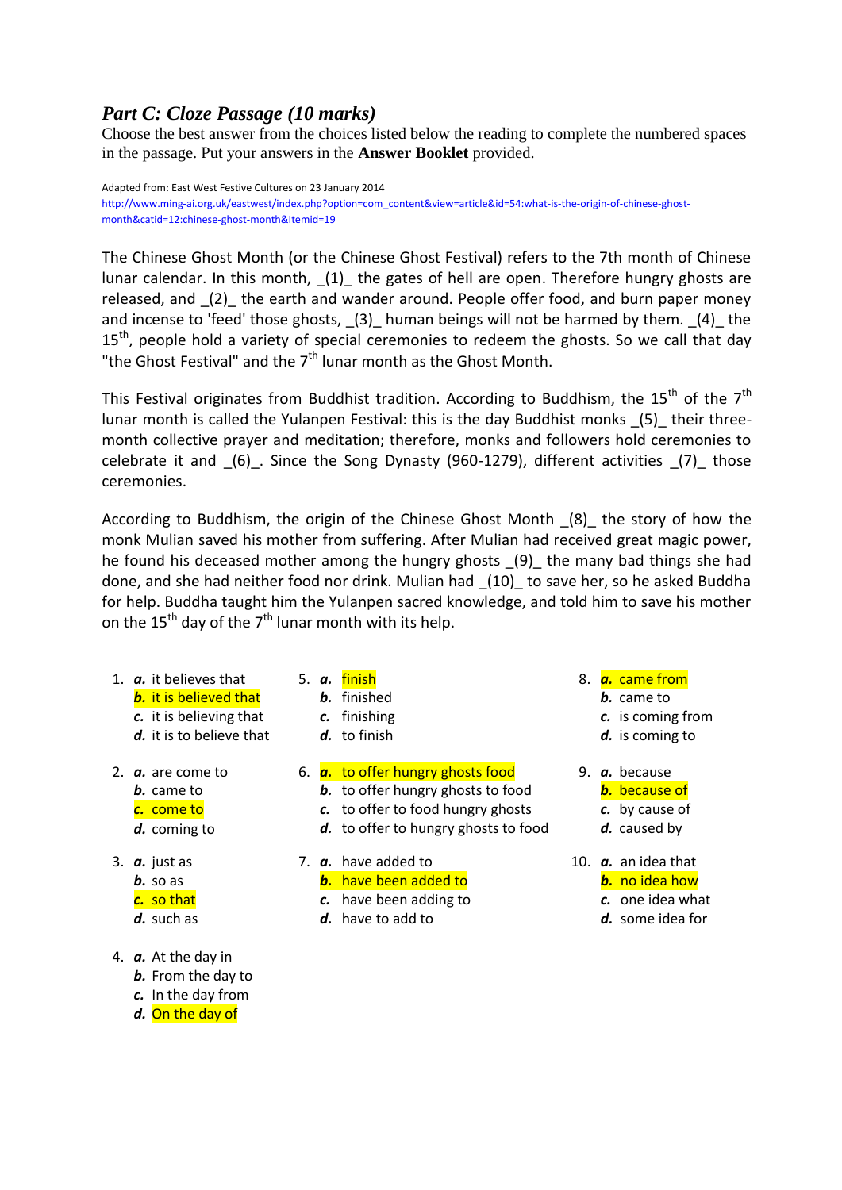## *Part C: Cloze Passage (10 marks)*

Choose the best answer from the choices listed below the reading to complete the numbered spaces in the passage. Put your answers in the **Answer Booklet** provided.

Adapted from: East West Festive Cultures on 23 January 2014
http://www.ming-ai.org.uk/eastwest/index.php?option=com_content&view=article&id=54:what-is-the-origin-of-chinese-ghost-month&catid=12:chinese-ghost-month&Itemid=19

The Chinese Ghost Month (or the Chinese Ghost Festival) refers to the 7th month of Chinese lunar calendar. In this month, _(1)_ the gates of hell are open. Therefore hungry ghosts are released, and _(2)_ the earth and wander around. People offer food, and burn paper money and incense to 'feed' those ghosts, _(3)_ human beings will not be harmed by them. _(4)_ the 15th, people hold a variety of special ceremonies to redeem the ghosts. So we call that day "the Ghost Festival" and the 7th lunar month as the Ghost Month.

This Festival originates from Buddhist tradition. According to Buddhism, the 15th of the 7th lunar month is called the Yulanpen Festival: this is the day Buddhist monks _(5)_ their three-month collective prayer and meditation; therefore, monks and followers hold ceremonies to celebrate it and _(6)_. Since the Song Dynasty (960-1279), different activities _(7)_ those ceremonies.

According to Buddhism, the origin of the Chinese Ghost Month _(8)_ the story of how the monk Mulian saved his mother from suffering. After Mulian had received great magic power, he found his deceased mother among the hungry ghosts _(9)_ the many bad things she had done, and she had neither food nor drink. Mulian had _(10)_ to save her, so he asked Buddha for help. Buddha taught him the Yulanpen sacred knowledge, and told him to save his mother on the 15th day of the 7th lunar month with its help.

1. ***a.*** it believes that
   ***b.*** it is believed that
   ***c.*** it is believing that
   ***d.*** it is to believe that

2. ***a.*** are come to
   ***b.*** came to
   ***c.*** come to
   ***d.*** coming to

3. ***a.*** just as
   ***b.*** so as
   ***c.*** so that
   ***d.*** such as

4. ***a.*** At the day in
   ***b.*** From the day to
   ***c.*** In the day from
   ***d.*** On the day of

5. ***a.*** finish
   ***b.*** finished
   ***c.*** finishing
   ***d.*** to finish

6. ***a.*** to offer hungry ghosts food
   ***b.*** to offer hungry ghosts to food
   ***c.*** to offer to food hungry ghosts
   ***d.*** to offer to hungry ghosts to food

7. ***a.*** have added to
   ***b.*** have been added to
   ***c.*** have been adding to
   ***d.*** have to add to

8. ***a.*** came from
   ***b.*** came to
   ***c.*** is coming from
   ***d.*** is coming to

9. ***a.*** because
   ***b.*** because of
   ***c.*** by cause of
   ***d.*** caused by

10. ***a.*** an idea that
    ***b.*** no idea how
    ***c.*** one idea what
    ***d.*** some idea for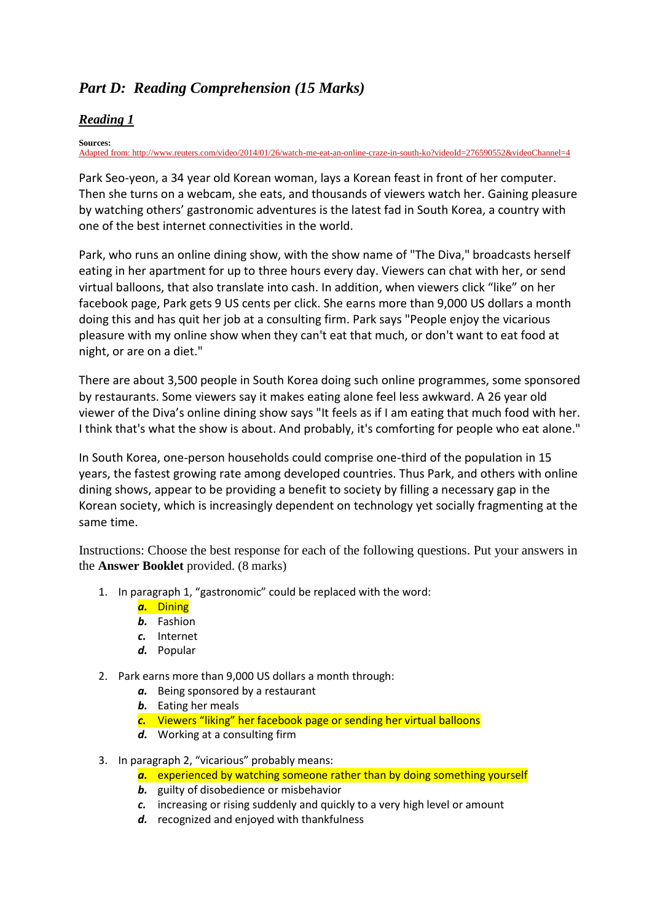# *Part D: Reading Comprehension (15 Marks)*

## ***Reading 1***

**Sources:**
Adapted from: http://www.reuters.com/video/2014/01/26/watch-me-eat-an-online-craze-in-south-ko?videoId=276590552&videoChannel=4

Park Seo-yeon, a 34 year old Korean woman, lays a Korean feast in front of her computer. Then she turns on a webcam, she eats, and thousands of viewers watch her. Gaining pleasure by watching others' gastronomic adventures is the latest fad in South Korea, a country with one of the best internet connectivities in the world.

Park, who runs an online dining show, with the show name of "The Diva," broadcasts herself eating in her apartment for up to three hours every day. Viewers can chat with her, or send virtual balloons, that also translate into cash. In addition, when viewers click "like" on her facebook page, Park gets 9 US cents per click. She earns more than 9,000 US dollars a month doing this and has quit her job at a consulting firm. Park says "People enjoy the vicarious pleasure with my online show when they can't eat that much, or don't want to eat food at night, or are on a diet."

There are about 3,500 people in South Korea doing such online programmes, some sponsored by restaurants. Some viewers say it makes eating alone feel less awkward. A 26 year old viewer of the Diva's online dining show says "It feels as if I am eating that much food with her. I think that's what the show is about. And probably, it's comforting for people who eat alone."

In South Korea, one-person households could comprise one-third of the population in 15 years, the fastest growing rate among developed countries. Thus Park, and others with online dining shows, appear to be providing a benefit to society by filling a necessary gap in the Korean society, which is increasingly dependent on technology yet socially fragmenting at the same time.

Instructions: Choose the best response for each of the following questions. Put your answers in the **Answer Booklet** provided. (8 marks)

1. In paragraph 1, "gastronomic" could be replaced with the word:
   - ***a.*** Dining
   - ***b.*** Fashion
   - ***c.*** Internet
   - ***d.*** Popular

2. Park earns more than 9,000 US dollars a month through:
   - ***a.*** Being sponsored by a restaurant
   - ***b.*** Eating her meals
   - ***c.*** Viewers "liking" her facebook page or sending her virtual balloons
   - ***d.*** Working at a consulting firm

3. In paragraph 2, "vicarious" probably means:
   - ***a.*** experienced by watching someone rather than by doing something yourself
   - ***b.*** guilty of disobedience or misbehavior
   - ***c.*** increasing or rising suddenly and quickly to a very high level or amount
   - ***d.*** recognized and enjoyed with thankfulness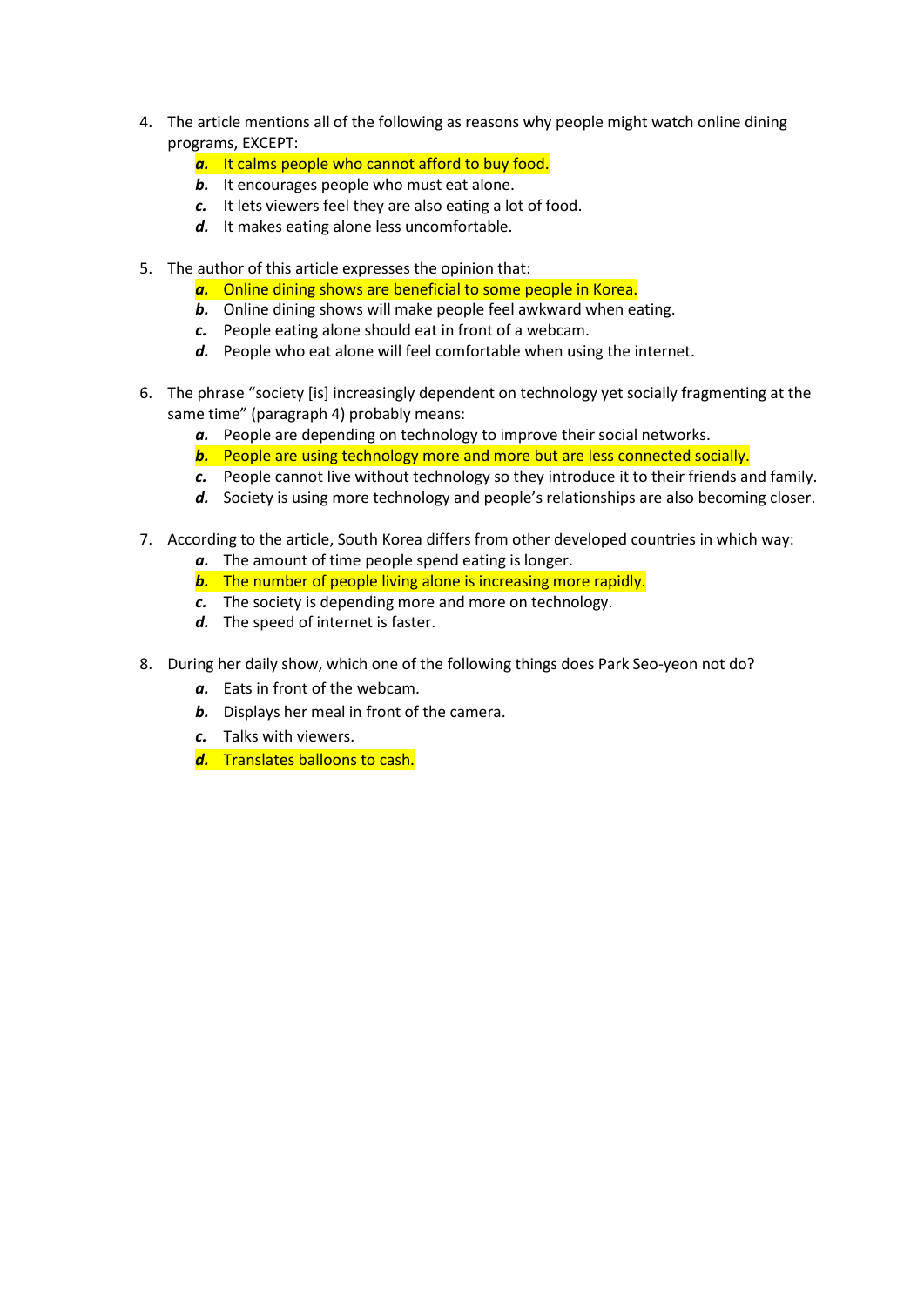4. The article mentions all of the following as reasons why people might watch online dining programs, EXCEPT:
   - ***a.*** It calms people who cannot afford to buy food.
   - ***b.*** It encourages people who must eat alone.
   - ***c.*** It lets viewers feel they are also eating a lot of food.
   - ***d.*** It makes eating alone less uncomfortable.

5. The author of this article expresses the opinion that:
   - ***a.*** Online dining shows are beneficial to some people in Korea.
   - ***b.*** Online dining shows will make people feel awkward when eating.
   - ***c.*** People eating alone should eat in front of a webcam.
   - ***d.*** People who eat alone will feel comfortable when using the internet.

6. The phrase "society [is] increasingly dependent on technology yet socially fragmenting at the same time" (paragraph 4) probably means:
   - ***a.*** People are depending on technology to improve their social networks.
   - ***b.*** People are using technology more and more but are less connected socially.
   - ***c.*** People cannot live without technology so they introduce it to their friends and family.
   - ***d.*** Society is using more technology and people's relationships are also becoming closer.

7. According to the article, South Korea differs from other developed countries in which way:
   - ***a.*** The amount of time people spend eating is longer.
   - ***b.*** The number of people living alone is increasing more rapidly.
   - ***c.*** The society is depending more and more on technology.
   - ***d.*** The speed of internet is faster.

8. During her daily show, which one of the following things does Park Seo-yeon not do?
   - ***a.*** Eats in front of the webcam.
   - ***b.*** Displays her meal in front of the camera.
   - ***c.*** Talks with viewers.
   - ***d.*** Translates balloons to cash.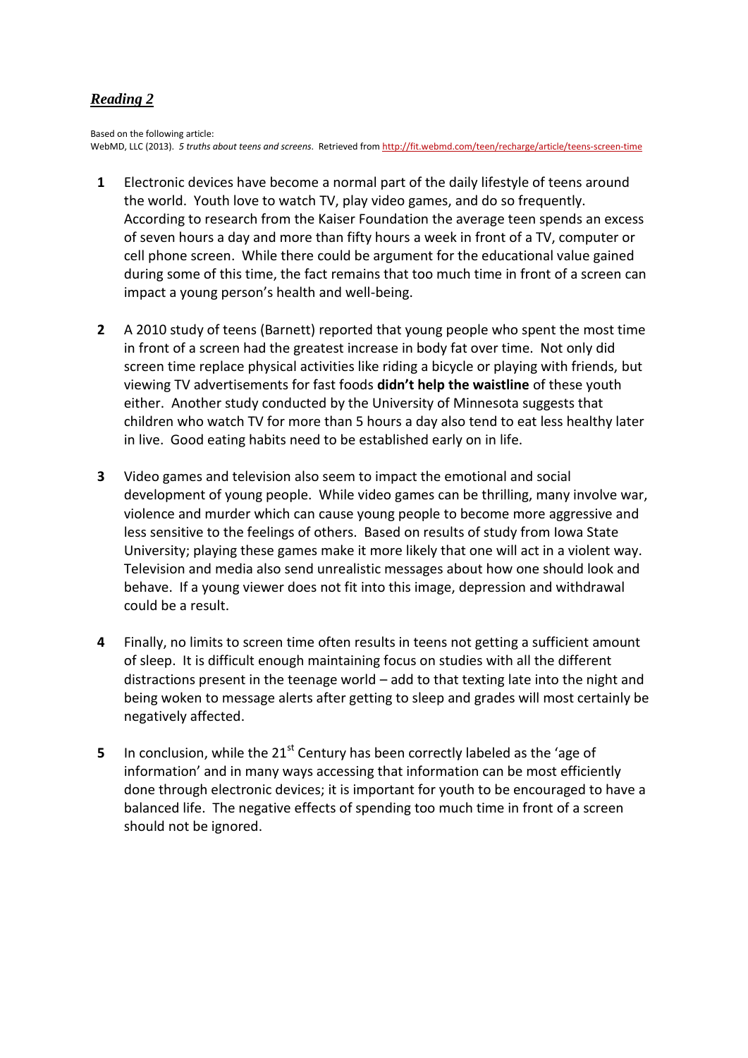## *Reading 2*

Based on the following article:
WebMD, LLC (2013). *5 truths about teens and screens.* Retrieved from http://fit.webmd.com/teen/recharge/article/teens-screen-time

**1** Electronic devices have become a normal part of the daily lifestyle of teens around the world. Youth love to watch TV, play video games, and do so frequently. According to research from the Kaiser Foundation the average teen spends an excess of seven hours a day and more than fifty hours a week in front of a TV, computer or cell phone screen. While there could be argument for the educational value gained during some of this time, the fact remains that too much time in front of a screen can impact a young person's health and well-being.

**2** A 2010 study of teens (Barnett) reported that young people who spent the most time in front of a screen had the greatest increase in body fat over time. Not only did screen time replace physical activities like riding a bicycle or playing with friends, but viewing TV advertisements for fast foods **didn't help the waistline** of these youth either. Another study conducted by the University of Minnesota suggests that children who watch TV for more than 5 hours a day also tend to eat less healthy later in live. Good eating habits need to be established early on in life.

**3** Video games and television also seem to impact the emotional and social development of young people. While video games can be thrilling, many involve war, violence and murder which can cause young people to become more aggressive and less sensitive to the feelings of others. Based on results of study from Iowa State University; playing these games make it more likely that one will act in a violent way. Television and media also send unrealistic messages about how one should look and behave. If a young viewer does not fit into this image, depression and withdrawal could be a result.

**4** Finally, no limits to screen time often results in teens not getting a sufficient amount of sleep. It is difficult enough maintaining focus on studies with all the different distractions present in the teenage world – add to that texting late into the night and being woken to message alerts after getting to sleep and grades will most certainly be negatively affected.

**5** In conclusion, while the 21st Century has been correctly labeled as the 'age of information' and in many ways accessing that information can be most efficiently done through electronic devices; it is important for youth to be encouraged to have a balanced life. The negative effects of spending too much time in front of a screen should not be ignored.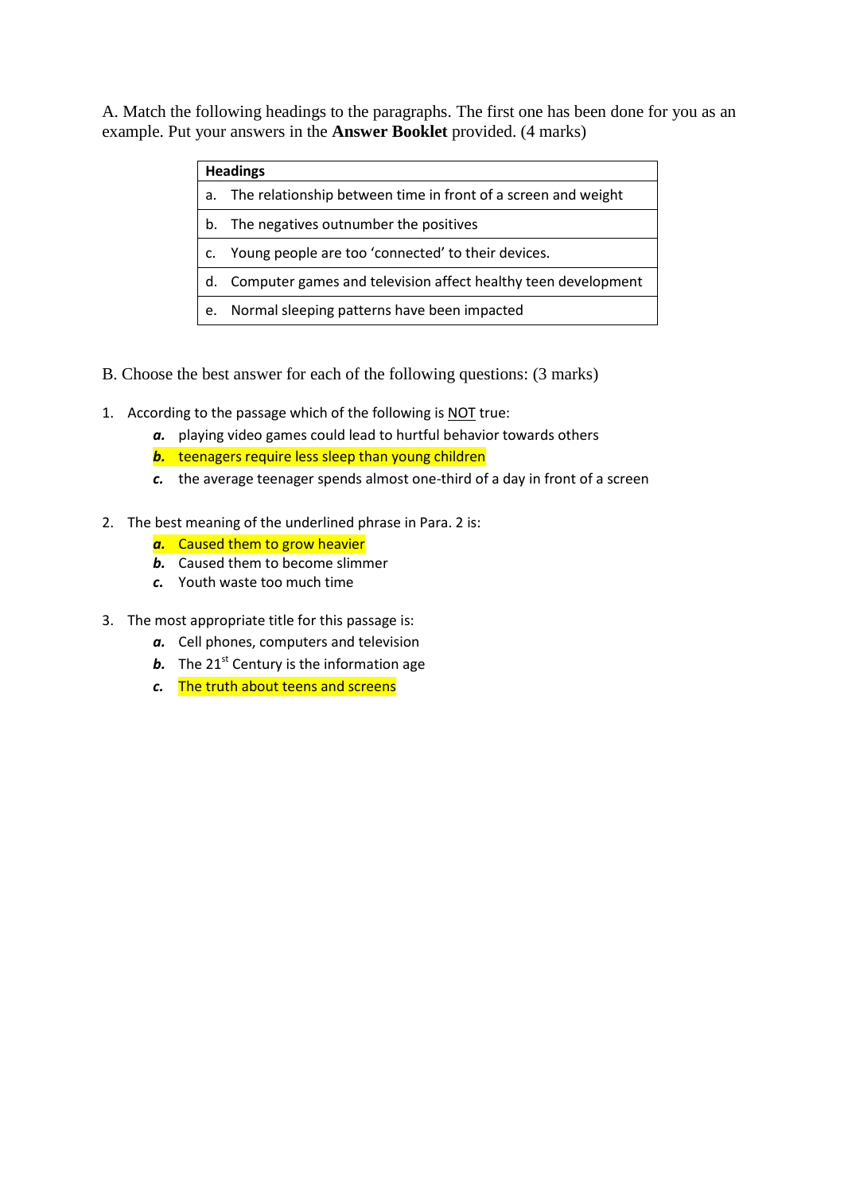A. Match the following headings to the paragraphs. The first one has been done for you as an example. Put your answers in the **Answer Booklet** provided. (4 marks)

| **Headings** |
|---|
| a. The relationship between time in front of a screen and weight |
| b. The negatives outnumber the positives |
| c. Young people are too 'connected' to their devices. |
| d. Computer games and television affect healthy teen development |
| e. Normal sleeping patterns have been impacted |

B. Choose the best answer for each of the following questions: (3 marks)

1. According to the passage which of the following is NOT true:
   - ***a.*** playing video games could lead to hurtful behavior towards others
   - ***b.*** teenagers require less sleep than young children
   - ***c.*** the average teenager spends almost one-third of a day in front of a screen

2. The best meaning of the underlined phrase in Para. 2 is:
   - ***a.*** Caused them to grow heavier
   - ***b.*** Caused them to become slimmer
   - ***c.*** Youth waste too much time

3. The most appropriate title for this passage is:
   - ***a.*** Cell phones, computers and television
   - ***b.*** The 21st Century is the information age
   - ***c.*** The truth about teens and screens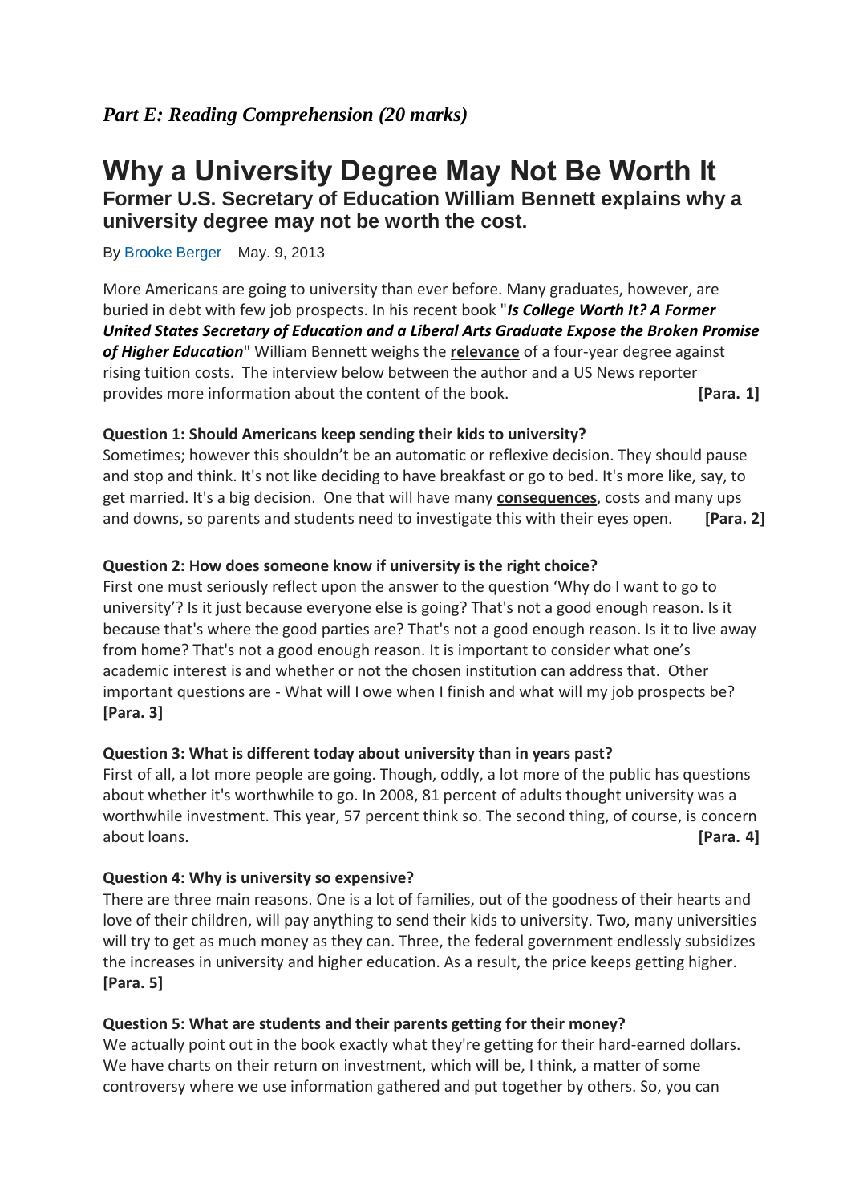*Part E: Reading Comprehension (20 marks)*

# Why a University Degree May Not Be Worth It

## Former U.S. Secretary of Education William Bennett explains why a university degree may not be worth the cost.

By Brooke Berger May. 9, 2013

More Americans are going to university than ever before. Many graduates, however, are buried in debt with few job prospects. In his recent book "***Is College Worth It? A Former United States Secretary of Education and a Liberal Arts Graduate Expose the Broken Promise of Higher Education***" William Bennett weighs the **relevance** of a four-year degree against rising tuition costs. The interview below between the author and a US News reporter provides more information about the content of the book. **[Para. 1]**

**Question 1: Should Americans keep sending their kids to university?**
Sometimes; however this shouldn't be an automatic or reflexive decision. They should pause and stop and think. It's not like deciding to have breakfast or go to bed. It's more like, say, to get married. It's a big decision. One that will have many **consequences**, costs and many ups and downs, so parents and students need to investigate this with their eyes open. **[Para. 2]**

**Question 2: How does someone know if university is the right choice?**
First one must seriously reflect upon the answer to the question 'Why do I want to go to university'? Is it just because everyone else is going? That's not a good enough reason. Is it because that's where the good parties are? That's not a good enough reason. Is it to live away from home? That's not a good enough reason. It is important to consider what one's academic interest is and whether or not the chosen institution can address that. Other important questions are - What will I owe when I finish and what will my job prospects be? **[Para. 3]**

**Question 3: What is different today about university than in years past?**
First of all, a lot more people are going. Though, oddly, a lot more of the public has questions about whether it's worthwhile to go. In 2008, 81 percent of adults thought university was a worthwhile investment. This year, 57 percent think so. The second thing, of course, is concern about loans. **[Para. 4]**

**Question 4: Why is university so expensive?**
There are three main reasons. One is a lot of families, out of the goodness of their hearts and love of their children, will pay anything to send their kids to university. Two, many universities will try to get as much money as they can. Three, the federal government endlessly subsidizes the increases in university and higher education. As a result, the price keeps getting higher. **[Para. 5]**

**Question 5: What are students and their parents getting for their money?**
We actually point out in the book exactly what they're getting for their hard-earned dollars. We have charts on their return on investment, which will be, I think, a matter of some controversy where we use information gathered and put together by others. So, you can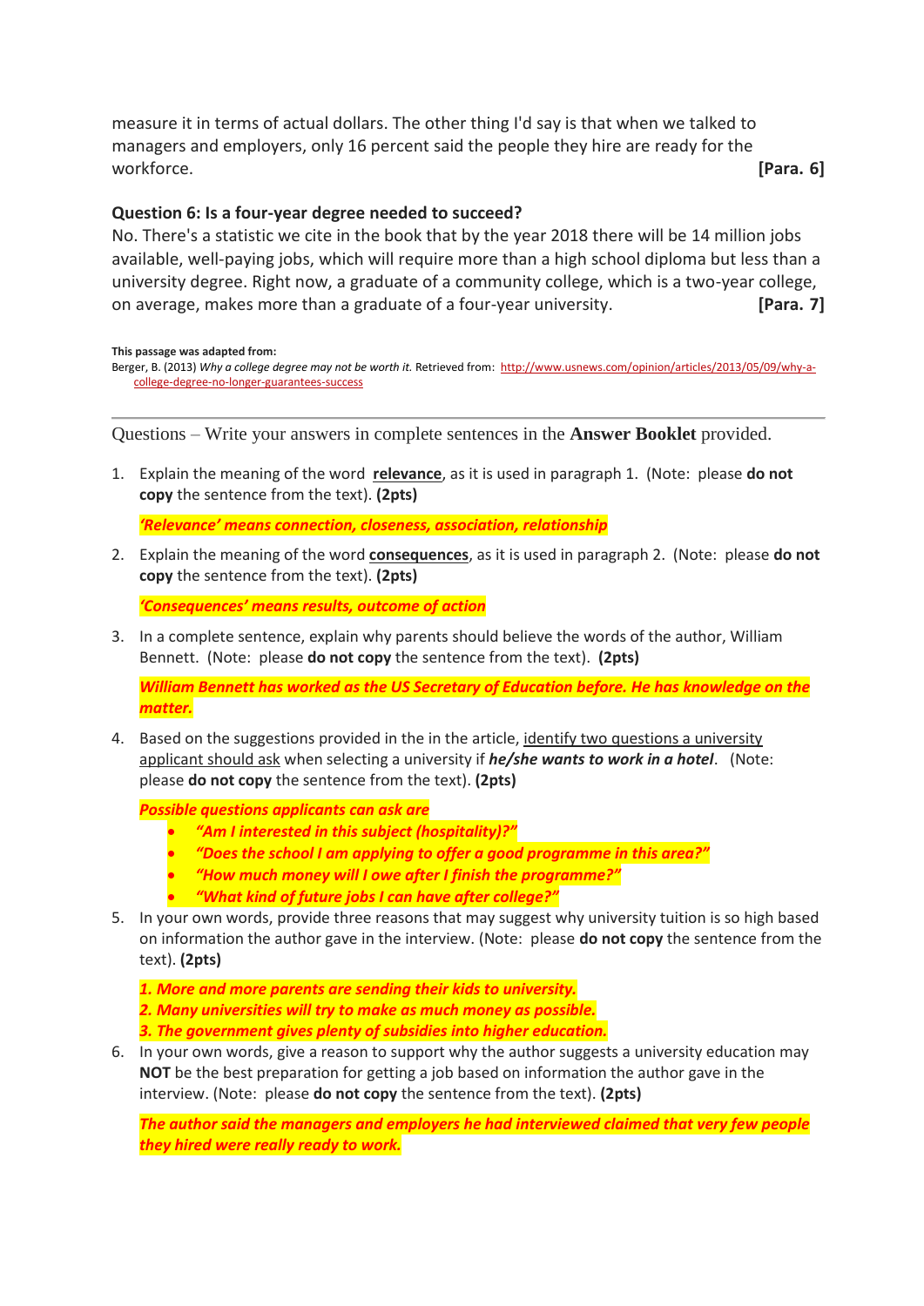measure it in terms of actual dollars. The other thing I'd say is that when we talked to managers and employers, only 16 percent said the people they hire are ready for the workforce. **[Para. 6]**

**Question 6: Is a four-year degree needed to succeed?**

No. There's a statistic we cite in the book that by the year 2018 there will be 14 million jobs available, well-paying jobs, which will require more than a high school diploma but less than a university degree. Right now, a graduate of a community college, which is a two-year college, on average, makes more than a graduate of a four-year university. **[Para. 7]**

**This passage was adapted from:**
Berger, B. (2013) *Why a college degree may not be worth it.* Retrieved from: http://www.usnews.com/opinion/articles/2013/05/09/why-a-college-degree-no-longer-guarantees-success

---

Questions – Write your answers in complete sentences in the **Answer Booklet** provided.

1. Explain the meaning of the word **relevance**, as it is used in paragraph 1. (Note: please **do not copy** the sentence from the text). **(2pts)**

   ***'Relevance' means connection, closeness, association, relationship***

2. Explain the meaning of the word **consequences**, as it is used in paragraph 2. (Note: please **do not copy** the sentence from the text). **(2pts)**

   ***'Consequences' means results, outcome of action***

3. In a complete sentence, explain why parents should believe the words of the author, William Bennett. (Note: please **do not copy** the sentence from the text). **(2pts)**

   ***William Bennett has worked as the US Secretary of Education before. He has knowledge on the matter.***

4. Based on the suggestions provided in the in the article, identify two questions a university applicant should ask when selecting a university if ***he/she wants to work in a hotel***. (Note: please **do not copy** the sentence from the text). **(2pts)**

   ***Possible questions applicants can ask are***

   - ***"Am I interested in this subject (hospitality)?"***
   - ***"Does the school I am applying to offer a good programme in this area?"***
   - ***"How much money will I owe after I finish the programme?"***
   - ***"What kind of future jobs I can have after college?"***

5. In your own words, provide three reasons that may suggest why university tuition is so high based on information the author gave in the interview. (Note: please **do not copy** the sentence from the text). **(2pts)**

   ***1. More and more parents are sending their kids to university.***
   ***2. Many universities will try to make as much money as possible.***
   ***3. The government gives plenty of subsidies into higher education.***

6. In your own words, give a reason to support why the author suggests a university education may **NOT** be the best preparation for getting a job based on information the author gave in the interview. (Note: please **do not copy** the sentence from the text). **(2pts)**

   ***The author said the managers and employers he had interviewed claimed that very few people they hired were really ready to work.***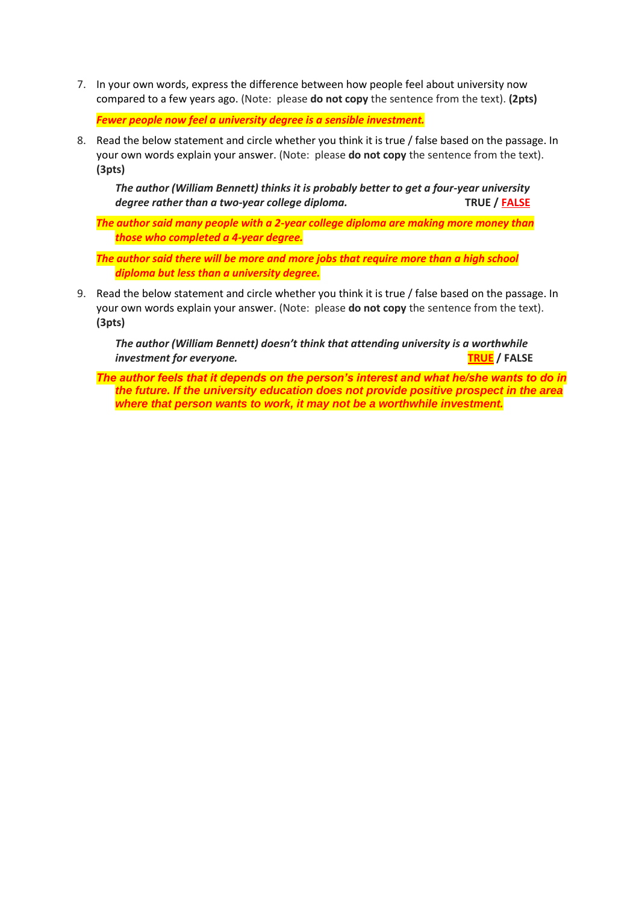7. In your own words, express the difference between how people feel about university now compared to a few years ago. (Note: please **do not copy** the sentence from the text). **(2pts)**

   ***Fewer people now feel a university degree is a sensible investment.***

8. Read the below statement and circle whether you think it is true / false based on the passage. In your own words explain your answer. (Note: please **do not copy** the sentence from the text). **(3pts)**

   ***The author (William Bennett) thinks it is probably better to get a four-year university degree rather than a two-year college diploma.*** **TRUE / FALSE**

   ***The author said many people with a 2-year college diploma are making more money than those who completed a 4-year degree.***

   ***The author said there will be more and more jobs that require more than a high school diploma but less than a university degree.***

9. Read the below statement and circle whether you think it is true / false based on the passage. In your own words explain your answer. (Note: please **do not copy** the sentence from the text). **(3pts)**

   ***The author (William Bennett) doesn't think that attending university is a worthwhile investment for everyone.*** **TRUE / FALSE**

   ***The author feels that it depends on the person's interest and what he/she wants to do in the future. If the university education does not provide positive prospect in the area where that person wants to work, it may not be a worthwhile investment.***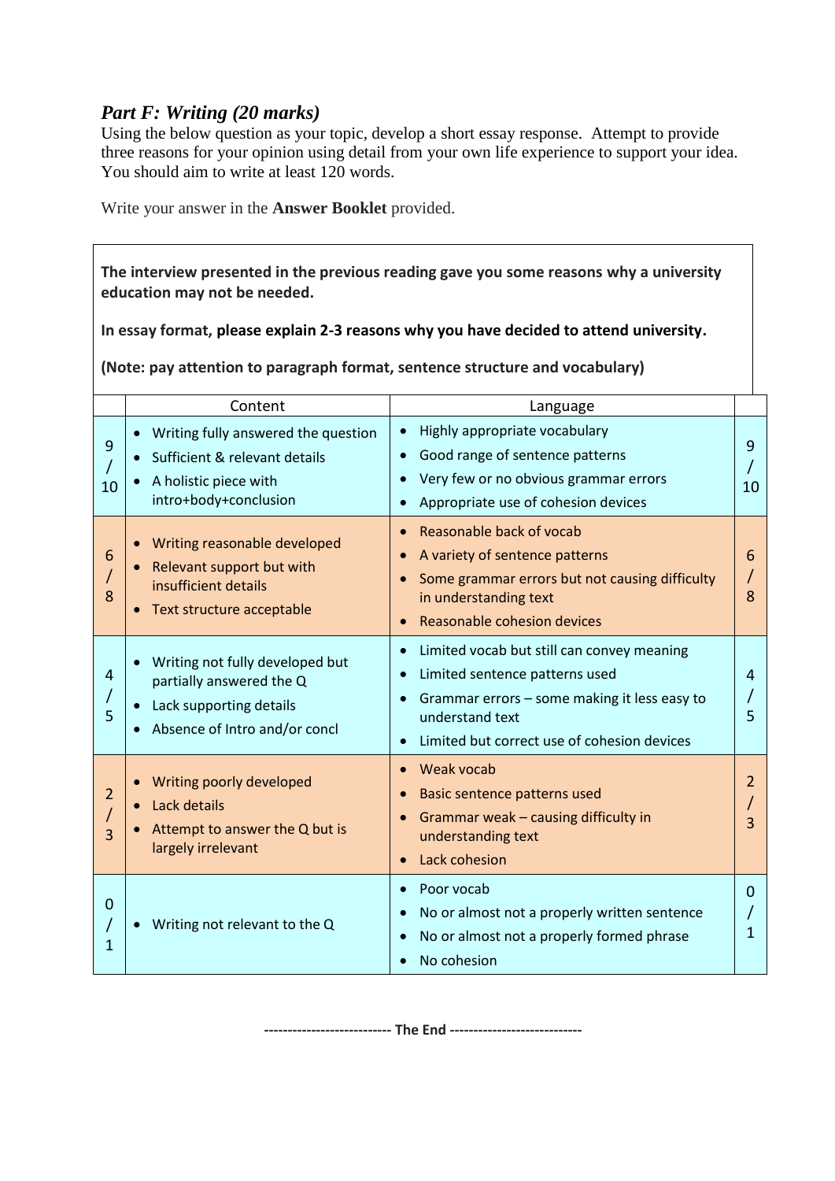*Part F: Writing (20 marks)*

Using the below question as your topic, develop a short essay response. Attempt to provide three reasons for your opinion using detail from your own life experience to support your idea. You should aim to write at least 120 words.

Write your answer in the **Answer Booklet** provided.

**The interview presented in the previous reading gave you some reasons why a university education may not be needed.**

**In essay format, please explain 2-3 reasons why you have decided to attend university.**

**(Note: pay attention to paragraph format, sentence structure and vocabulary)**

| | Content | Language | |
|---|---|---|---|
| 9 / 10 | • Writing fully answered the question<br>• Sufficient & relevant details<br>• A holistic piece with intro+body+conclusion | • Highly appropriate vocabulary<br>• Good range of sentence patterns<br>• Very few or no obvious grammar errors<br>• Appropriate use of cohesion devices | 9 / 10 |
| 6 / 8 | • Writing reasonable developed<br>• Relevant support but with insufficient details<br>• Text structure acceptable | • Reasonable back of vocab<br>• A variety of sentence patterns<br>• Some grammar errors but not causing difficulty in understanding text<br>• Reasonable cohesion devices | 6 / 8 |
| 4 / 5 | • Writing not fully developed but partially answered the Q<br>• Lack supporting details<br>• Absence of Intro and/or concl | • Limited vocab but still can convey meaning<br>• Limited sentence patterns used<br>• Grammar errors – some making it less easy to understand text<br>• Limited but correct use of cohesion devices | 4 / 5 |
| 2 / 3 | • Writing poorly developed<br>• Lack details<br>• Attempt to answer the Q but is largely irrelevant | • Weak vocab<br>• Basic sentence patterns used<br>• Grammar weak – causing difficulty in understanding text<br>• Lack cohesion | 2 / 3 |
| 0 / 1 | • Writing not relevant to the Q | • Poor vocab<br>• No or almost not a properly written sentence<br>• No or almost not a properly formed phrase<br>• No cohesion | 0 / 1 |

**--------------------------- The End ----------------------------**